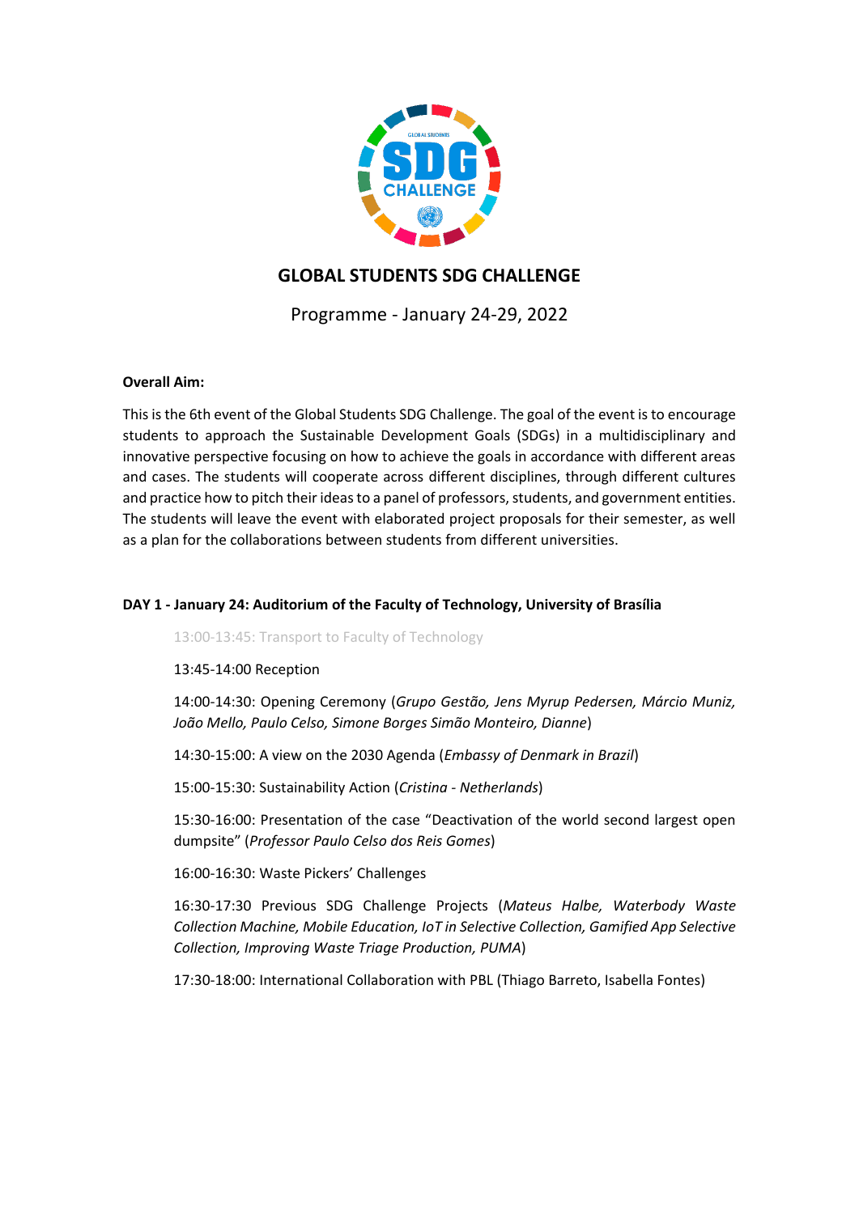# GLOBAL STUDENTS SDG CHALLENGE

Programme - January 24-29, 2022

**Overall Aim:**

This is the 6th event of the Global Students SDG Challenge. The goal of the event is to encourage students to approach the Sustainable Development Goals (SDGs) in a multidisciplinary and innovative perspective focusing on how to achieve the goals in accordance with different areas and cases. The students will cooperate across different disciplines, through different cultures and practice how to pitch their ideas to a panel of professors, students, and government entities. The students will leave the event with elaborated project proposals for their semester, as well as a plan for the collaborations between students from different universities.

**DAY 1 - January 24: Auditorium of the Faculty of Technology, University of Brasília**

13:00-13:45: Transport to Faculty of Technology

13:45-14:00 Reception

14:00-14:30: Opening Ceremony (*Grupo Gestão, Jens Myrup Pedersen, Márcio Muniz, João Mello, Paulo Celso, Simone Borges Simão Monteiro, Dianne*)

14:30-15:00: A view on the 2030 Agenda (*Embassy of Denmark in Brazil*)

15:00-15:30: Sustainability Action (*Cristina - Netherlands*)

15:30-16:00: Presentation of the case "Deactivation of the world second largest open dumpsite" (*Professor Paulo Celso dos Reis Gomes*)

16:00-16:30: Waste Pickers' Challenges

16:30-17:30 Previous SDG Challenge Projects (*Mateus Halbe, Waterbody Waste Collection Machine, Mobile Education, IoT in Selective Collection, Gamified App Selective Collection, Improving Waste Triage Production, PUMA*)

17:30-18:00: International Collaboration with PBL (Thiago Barreto, Isabella Fontes)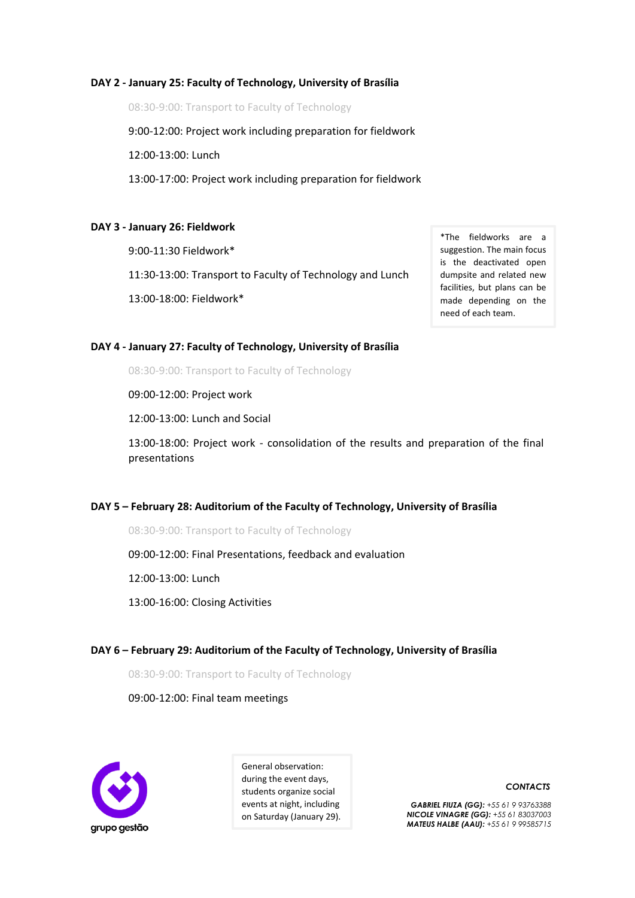**DAY 2 - January 25: Faculty of Technology, University of Brasília**

08:30-9:00: Transport to Faculty of Technology

9:00-12:00: Project work including preparation for fieldwork

12:00-13:00: Lunch

13:00-17:00: Project work including preparation for fieldwork

**DAY 3 - January 26: Fieldwork**

9:00-11:30 Fieldwork*

11:30-13:00: Transport to Faculty of Technology and Lunch

13:00-18:00: Fieldwork*

*The fieldworks are a suggestion. The main focus is the deactivated open dumpsite and related new facilities, but plans can be made depending on the need of each team.

**DAY 4 - January 27: Faculty of Technology, University of Brasília**

08:30-9:00: Transport to Faculty of Technology

09:00-12:00: Project work

12:00-13:00: Lunch and Social

13:00-18:00: Project work - consolidation of the results and preparation of the final presentations

**DAY 5 – February 28: Auditorium of the Faculty of Technology, University of Brasília**

08:30-9:00: Transport to Faculty of Technology

09:00-12:00: Final Presentations, feedback and evaluation

12:00-13:00: Lunch

13:00-16:00: Closing Activities

**DAY 6 – February 29: Auditorium of the Faculty of Technology, University of Brasília**

08:30-9:00: Transport to Faculty of Technology

09:00-12:00: Final team meetings

grupo gestão

General observation: during the event days, students organize social events at night, including on Saturday (January 29).

***CONTACTS***

***GABRIEL FIUZA (GG):*** *+55 61 9 93763388*
***NICOLE VINAGRE (GG):*** *+55 61 83037003*
***MATEUS HALBE (AAU):*** *+55 61 9 99585715*